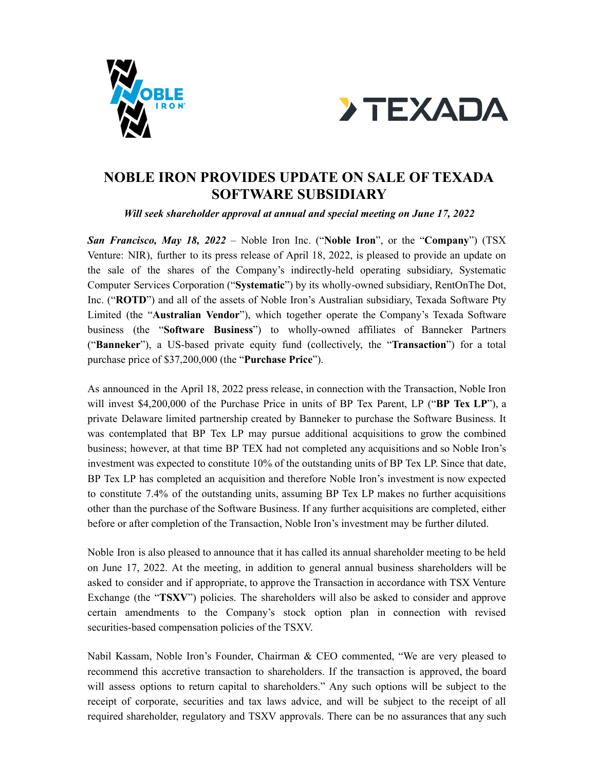# NOBLE IRON PROVIDES UPDATE ON SALE OF TEXADA SOFTWARE SUBSIDIARY

***Will seek shareholder approval at annual and special meeting on June 17, 2022***

***San Francisco, May 18, 2022*** – Noble Iron Inc. ("**Noble Iron**", or the "**Company**") (TSX Venture: NIR), further to its press release of April 18, 2022, is pleased to provide an update on the sale of the shares of the Company's indirectly-held operating subsidiary, Systematic Computer Services Corporation ("**Systematic**") by its wholly-owned subsidiary, RentOnThe Dot, Inc. ("**ROTD**") and all of the assets of Noble Iron's Australian subsidiary, Texada Software Pty Limited (the "**Australian Vendor**"), which together operate the Company's Texada Software business (the "**Software Business**") to wholly-owned affiliates of Banneker Partners ("**Banneker**"), a US-based private equity fund (collectively, the "**Transaction**") for a total purchase price of $37,200,000 (the "**Purchase Price**").

As announced in the April 18, 2022 press release, in connection with the Transaction, Noble Iron will invest $4,200,000 of the Purchase Price in units of BP Tex Parent, LP ("**BP Tex LP**"), a private Delaware limited partnership created by Banneker to purchase the Software Business. It was contemplated that BP Tex LP may pursue additional acquisitions to grow the combined business; however, at that time BP TEX had not completed any acquisitions and so Noble Iron's investment was expected to constitute 10% of the outstanding units of BP Tex LP. Since that date, BP Tex LP has completed an acquisition and therefore Noble Iron's investment is now expected to constitute 7.4% of the outstanding units, assuming BP Tex LP makes no further acquisitions other than the purchase of the Software Business. If any further acquisitions are completed, either before or after completion of the Transaction, Noble Iron's investment may be further diluted.

Noble Iron is also pleased to announce that it has called its annual shareholder meeting to be held on June 17, 2022. At the meeting, in addition to general annual business shareholders will be asked to consider and if appropriate, to approve the Transaction in accordance with TSX Venture Exchange (the "**TSXV**") policies. The shareholders will also be asked to consider and approve certain amendments to the Company's stock option plan in connection with revised securities-based compensation policies of the TSXV.

Nabil Kassam, Noble Iron's Founder, Chairman & CEO commented, "We are very pleased to recommend this accretive transaction to shareholders. If the transaction is approved, the board will assess options to return capital to shareholders." Any such options will be subject to the receipt of corporate, securities and tax laws advice, and will be subject to the receipt of all required shareholder, regulatory and TSXV approvals. There can be no assurances that any such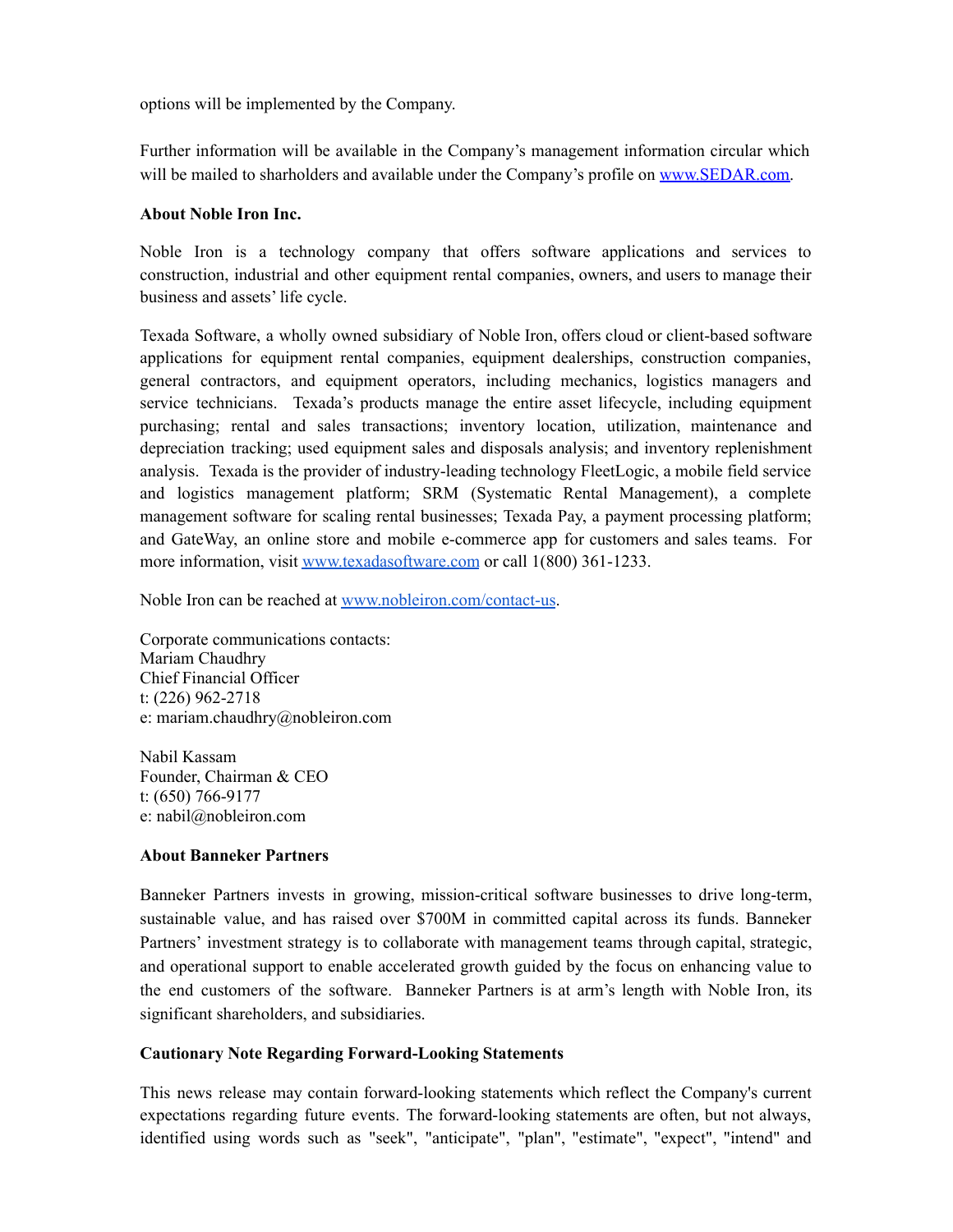options will be implemented by the Company.

Further information will be available in the Company's management information circular which will be mailed to sharholders and available under the Company's profile on [www.SEDAR.com](www.SEDAR.com).

**About Noble Iron Inc.**

Noble Iron is a technology company that offers software applications and services to construction, industrial and other equipment rental companies, owners, and users to manage their business and assets' life cycle.

Texada Software, a wholly owned subsidiary of Noble Iron, offers cloud or client-based software applications for equipment rental companies, equipment dealerships, construction companies, general contractors, and equipment operators, including mechanics, logistics managers and service technicians. Texada's products manage the entire asset lifecycle, including equipment purchasing; rental and sales transactions; inventory location, utilization, maintenance and depreciation tracking; used equipment sales and disposals analysis; and inventory replenishment analysis. Texada is the provider of industry-leading technology FleetLogic, a mobile field service and logistics management platform; SRM (Systematic Rental Management), a complete management software for scaling rental businesses; Texada Pay, a payment processing platform; and GateWay, an online store and mobile e-commerce app for customers and sales teams. For more information, visit [www.texadasoftware.com](www.texadasoftware.com) or call 1(800) 361-1233.

Noble Iron can be reached at [www.nobleiron.com/contact-us](www.nobleiron.com/contact-us).

Corporate communications contacts:
Mariam Chaudhry
Chief Financial Officer
t: (226) 962-2718
e: mariam.chaudhry@nobleiron.com

Nabil Kassam
Founder, Chairman & CEO
t: (650) 766-9177
e: nabil@nobleiron.com

**About Banneker Partners**

Banneker Partners invests in growing, mission-critical software businesses to drive long-term, sustainable value, and has raised over $700M in committed capital across its funds. Banneker Partners' investment strategy is to collaborate with management teams through capital, strategic, and operational support to enable accelerated growth guided by the focus on enhancing value to the end customers of the software. Banneker Partners is at arm's length with Noble Iron, its significant shareholders, and subsidiaries.

**Cautionary Note Regarding Forward-Looking Statements**

This news release may contain forward-looking statements which reflect the Company's current expectations regarding future events. The forward-looking statements are often, but not always, identified using words such as "seek", "anticipate", "plan", "estimate", "expect", "intend" and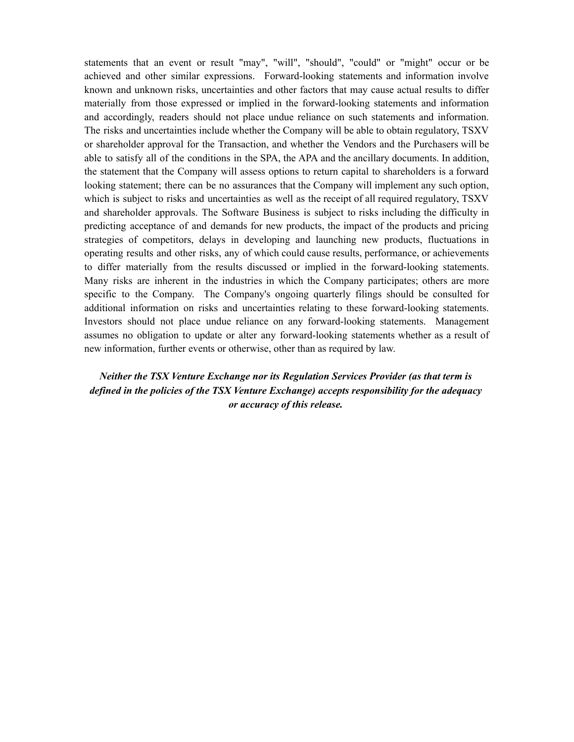statements that an event or result "may", "will", "should", "could" or "might" occur or be achieved and other similar expressions. Forward-looking statements and information involve known and unknown risks, uncertainties and other factors that may cause actual results to differ materially from those expressed or implied in the forward-looking statements and information and accordingly, readers should not place undue reliance on such statements and information. The risks and uncertainties include whether the Company will be able to obtain regulatory, TSXV or shareholder approval for the Transaction, and whether the Vendors and the Purchasers will be able to satisfy all of the conditions in the SPA, the APA and the ancillary documents. In addition, the statement that the Company will assess options to return capital to shareholders is a forward looking statement; there can be no assurances that the Company will implement any such option, which is subject to risks and uncertainties as well as the receipt of all required regulatory, TSXV and shareholder approvals. The Software Business is subject to risks including the difficulty in predicting acceptance of and demands for new products, the impact of the products and pricing strategies of competitors, delays in developing and launching new products, fluctuations in operating results and other risks, any of which could cause results, performance, or achievements to differ materially from the results discussed or implied in the forward-looking statements. Many risks are inherent in the industries in which the Company participates; others are more specific to the Company. The Company's ongoing quarterly filings should be consulted for additional information on risks and uncertainties relating to these forward-looking statements. Investors should not place undue reliance on any forward-looking statements. Management assumes no obligation to update or alter any forward-looking statements whether as a result of new information, further events or otherwise, other than as required by law.

***Neither the TSX Venture Exchange nor its Regulation Services Provider (as that term is defined in the policies of the TSX Venture Exchange) accepts responsibility for the adequacy or accuracy of this release.***